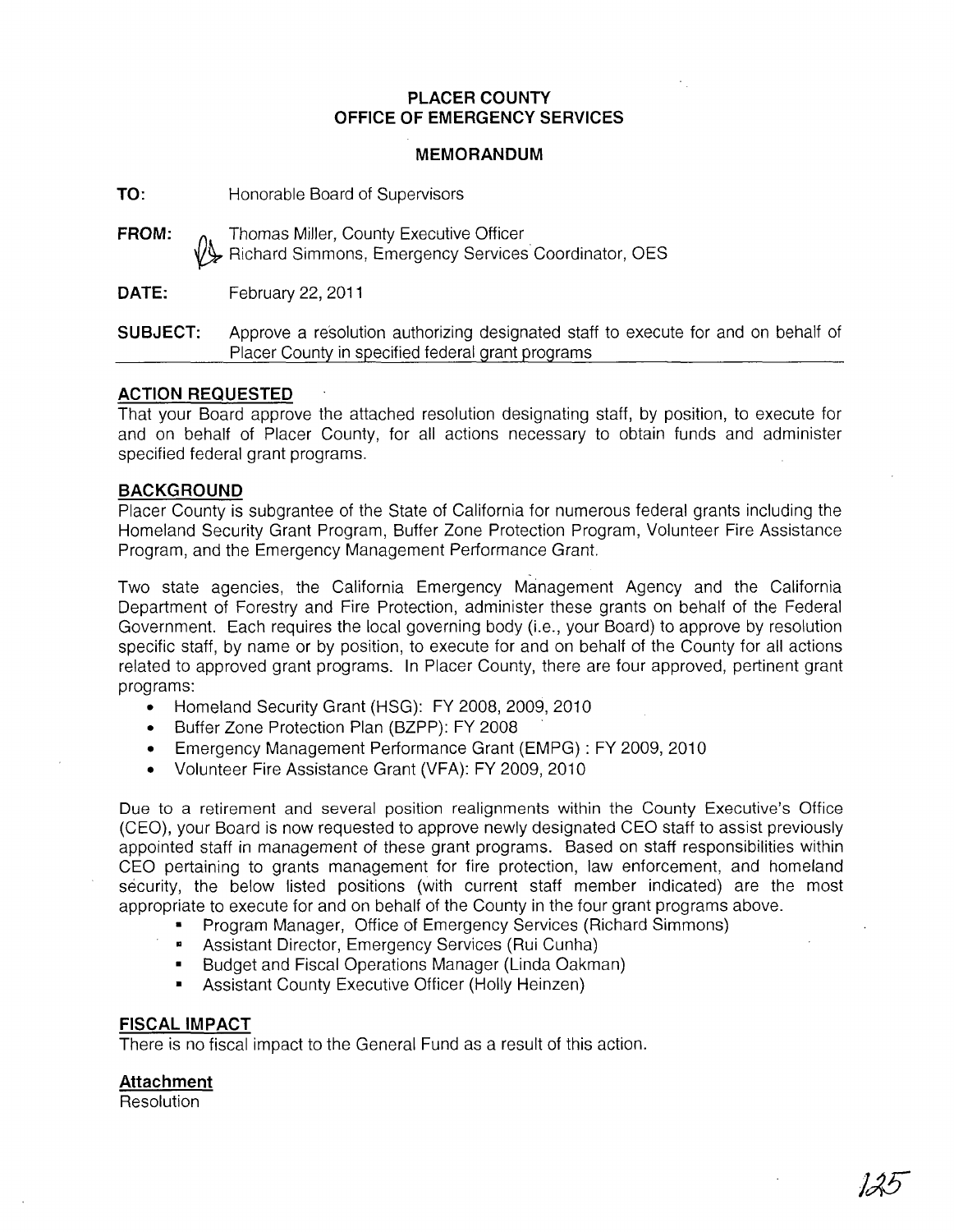**PLACER COUNTY**
**OFFICE OF EMERGENCY SERVICES**

**MEMORANDUM**

**TO:** Honorable Board of Supervisors

**FROM:** Thomas Miller, County Executive Officer
Richard Simmons, Emergency Services Coordinator, OES

**DATE:** February 22, 2011

**SUBJECT:** Approve a resolution authorizing designated staff to execute for and on behalf of Placer County in specified federal grant programs

## ACTION REQUESTED

That your Board approve the attached resolution designating staff, by position, to execute for and on behalf of Placer County, for all actions necessary to obtain funds and administer specified federal grant programs.

## BACKGROUND

Placer County is subgrantee of the State of California for numerous federal grants including the Homeland Security Grant Program, Buffer Zone Protection Program, Volunteer Fire Assistance Program, and the Emergency Management Performance Grant.

Two state agencies, the California Emergency Management Agency and the California Department of Forestry and Fire Protection, administer these grants on behalf of the Federal Government. Each requires the local governing body (i.e., your Board) to approve by resolution specific staff, by name or by position, to execute for and on behalf of the County for all actions related to approved grant programs. In Placer County, there are four approved, pertinent grant programs:

- Homeland Security Grant (HSG): FY 2008, 2009, 2010
- Buffer Zone Protection Plan (BZPP): FY 2008
- Emergency Management Performance Grant (EMPG) : FY 2009, 2010
- Volunteer Fire Assistance Grant (VFA): FY 2009, 2010

Due to a retirement and several position realignments within the County Executive's Office (CEO), your Board is now requested to approve newly designated CEO staff to assist previously appointed staff in management of these grant programs. Based on staff responsibilities within CEO pertaining to grants management for fire protection, law enforcement, and homeland security, the below listed positions (with current staff member indicated) are the most appropriate to execute for and on behalf of the County in the four grant programs above.

- Program Manager, Office of Emergency Services (Richard Simmons)
- Assistant Director, Emergency Services (Rui Cunha)
- Budget and Fiscal Operations Manager (Linda Oakman)
- Assistant County Executive Officer (Holly Heinzen)

## FISCAL IMPACT

There is no fiscal impact to the General Fund as a result of this action.

## Attachment

Resolution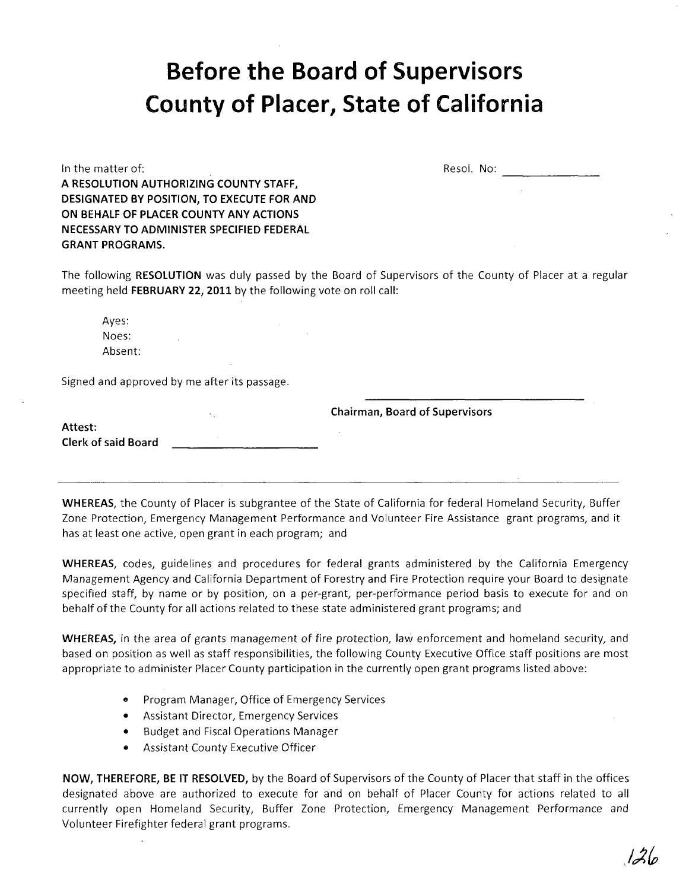# Before the Board of Supervisors County of Placer, State of California

In the matter of:

**A RESOLUTION AUTHORIZING COUNTY STAFF, DESIGNATED BY POSITION, TO EXECUTE FOR AND ON BEHALF OF PLACER COUNTY ANY ACTIONS NECESSARY TO ADMINISTER SPECIFIED FEDERAL GRANT PROGRAMS.**

Resol. No: ______________

The following **RESOLUTION** was duly passed by the Board of Supervisors of the County of Placer at a regular meeting held **FEBRUARY 22, 2011** by the following vote on roll call:

Ayes:

Noes:

Absent:

Signed and approved by me after its passage.

______________________________

**Chairman, Board of Supervisors**

**Attest:**

**Clerk of said Board** ______________________

---

**WHEREAS,** the County of Placer is subgrantee of the State of California for federal Homeland Security, Buffer Zone Protection, Emergency Management Performance and Volunteer Fire Assistance grant programs, and it has at least one active, open grant in each program; and

**WHEREAS,** codes, guidelines and procedures for federal grants administered by the California Emergency Management Agency and California Department of Forestry and Fire Protection require your Board to designate specified staff, by name or by position, on a per-grant, per-performance period basis to execute for and on behalf of the County for all actions related to these state administered grant programs; and

**WHEREAS,** in the area of grants management of fire protection, law enforcement and homeland security, and based on position as well as staff responsibilities, the following County Executive Office staff positions are most appropriate to administer Placer County participation in the currently open grant programs listed above:

- Program Manager, Office of Emergency Services
- Assistant Director, Emergency Services
- Budget and Fiscal Operations Manager
- Assistant County Executive Officer

**NOW, THEREFORE, BE IT RESOLVED,** by the Board of Supervisors of the County of Placer that staff in the offices designated above are authorized to execute for and on behalf of Placer County for actions related to all currently open Homeland Security, Buffer Zone Protection, Emergency Management Performance and Volunteer Firefighter federal grant programs.